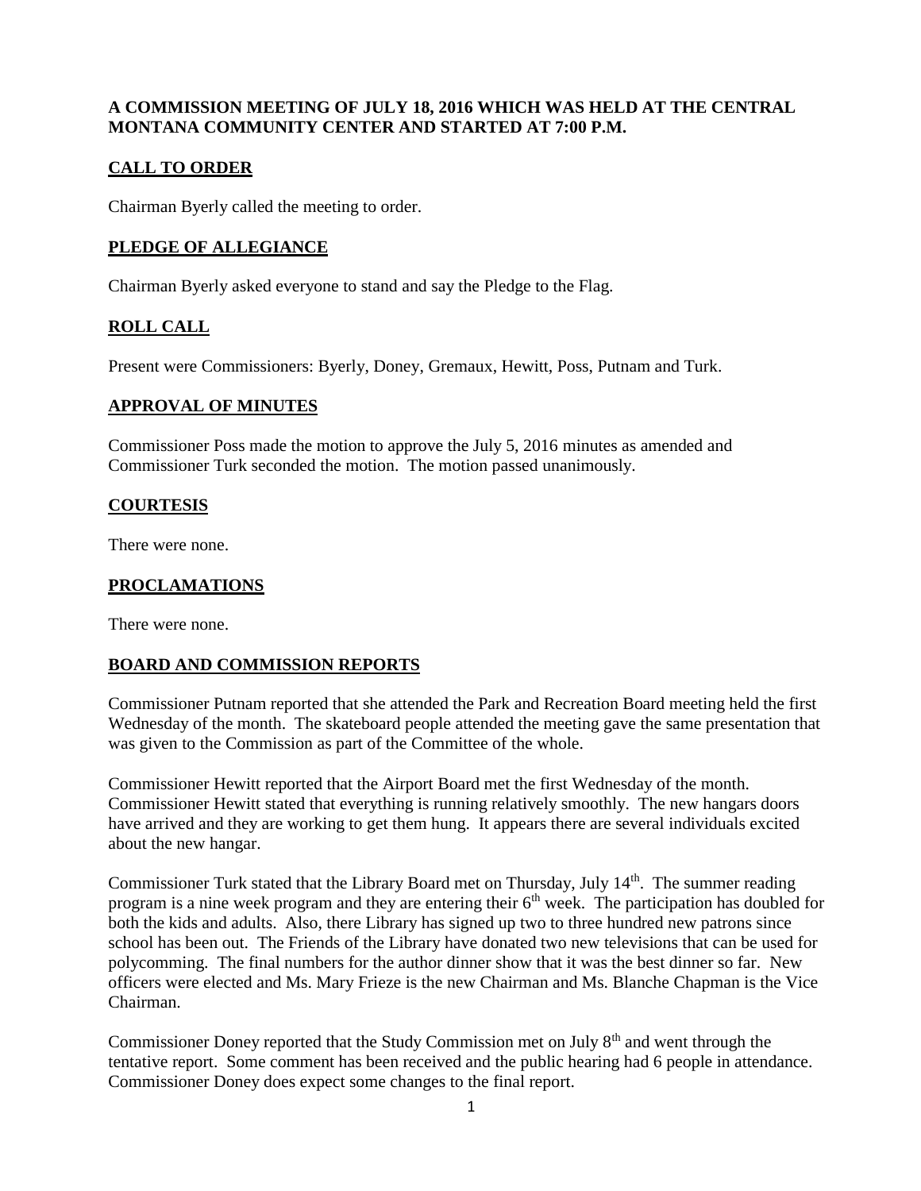**A COMMISSION MEETING OF JULY 18, 2016 WHICH WAS HELD AT THE CENTRAL MONTANA COMMUNITY CENTER AND STARTED AT 7:00 P.M.**

## CALL TO ORDER

Chairman Byerly called the meeting to order.

## PLEDGE OF ALLEGIANCE

Chairman Byerly asked everyone to stand and say the Pledge to the Flag.

## ROLL CALL

Present were Commissioners: Byerly, Doney, Gremaux, Hewitt, Poss, Putnam and Turk.

## APPROVAL OF MINUTES

Commissioner Poss made the motion to approve the July 5, 2016 minutes as amended and Commissioner Turk seconded the motion. The motion passed unanimously.

## COURTESIS

There were none.

## PROCLAMATIONS

There were none.

## BOARD AND COMMISSION REPORTS

Commissioner Putnam reported that she attended the Park and Recreation Board meeting held the first Wednesday of the month. The skateboard people attended the meeting gave the same presentation that was given to the Commission as part of the Committee of the whole.

Commissioner Hewitt reported that the Airport Board met the first Wednesday of the month. Commissioner Hewitt stated that everything is running relatively smoothly. The new hangars doors have arrived and they are working to get them hung. It appears there are several individuals excited about the new hangar.

Commissioner Turk stated that the Library Board met on Thursday, July 14th. The summer reading program is a nine week program and they are entering their 6th week. The participation has doubled for both the kids and adults. Also, there Library has signed up two to three hundred new patrons since school has been out. The Friends of the Library have donated two new televisions that can be used for polycomming. The final numbers for the author dinner show that it was the best dinner so far. New officers were elected and Ms. Mary Frieze is the new Chairman and Ms. Blanche Chapman is the Vice Chairman.

Commissioner Doney reported that the Study Commission met on July 8th and went through the tentative report. Some comment has been received and the public hearing had 6 people in attendance. Commissioner Doney does expect some changes to the final report.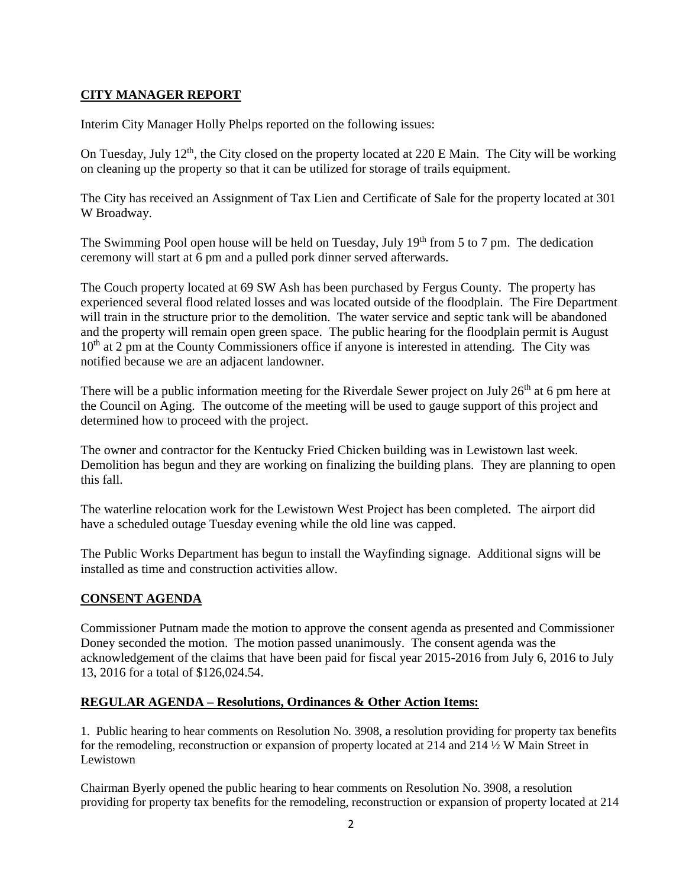## CITY MANAGER REPORT

Interim City Manager Holly Phelps reported on the following issues:

On Tuesday, July 12th, the City closed on the property located at 220 E Main. The City will be working on cleaning up the property so that it can be utilized for storage of trails equipment.

The City has received an Assignment of Tax Lien and Certificate of Sale for the property located at 301 W Broadway.

The Swimming Pool open house will be held on Tuesday, July 19th from 5 to 7 pm. The dedication ceremony will start at 6 pm and a pulled pork dinner served afterwards.

The Couch property located at 69 SW Ash has been purchased by Fergus County. The property has experienced several flood related losses and was located outside of the floodplain. The Fire Department will train in the structure prior to the demolition. The water service and septic tank will be abandoned and the property will remain open green space. The public hearing for the floodplain permit is August 10th at 2 pm at the County Commissioners office if anyone is interested in attending. The City was notified because we are an adjacent landowner.

There will be a public information meeting for the Riverdale Sewer project on July 26th at 6 pm here at the Council on Aging. The outcome of the meeting will be used to gauge support of this project and determined how to proceed with the project.

The owner and contractor for the Kentucky Fried Chicken building was in Lewistown last week. Demolition has begun and they are working on finalizing the building plans. They are planning to open this fall.

The waterline relocation work for the Lewistown West Project has been completed. The airport did have a scheduled outage Tuesday evening while the old line was capped.

The Public Works Department has begun to install the Wayfinding signage. Additional signs will be installed as time and construction activities allow.

## CONSENT AGENDA

Commissioner Putnam made the motion to approve the consent agenda as presented and Commissioner Doney seconded the motion. The motion passed unanimously. The consent agenda was the acknowledgement of the claims that have been paid for fiscal year 2015-2016 from July 6, 2016 to July 13, 2016 for a total of $126,024.54.

## REGULAR AGENDA – Resolutions, Ordinances & Other Action Items:

1. Public hearing to hear comments on Resolution No. 3908, a resolution providing for property tax benefits for the remodeling, reconstruction or expansion of property located at 214 and 214 ½ W Main Street in Lewistown

Chairman Byerly opened the public hearing to hear comments on Resolution No. 3908, a resolution providing for property tax benefits for the remodeling, reconstruction or expansion of property located at 214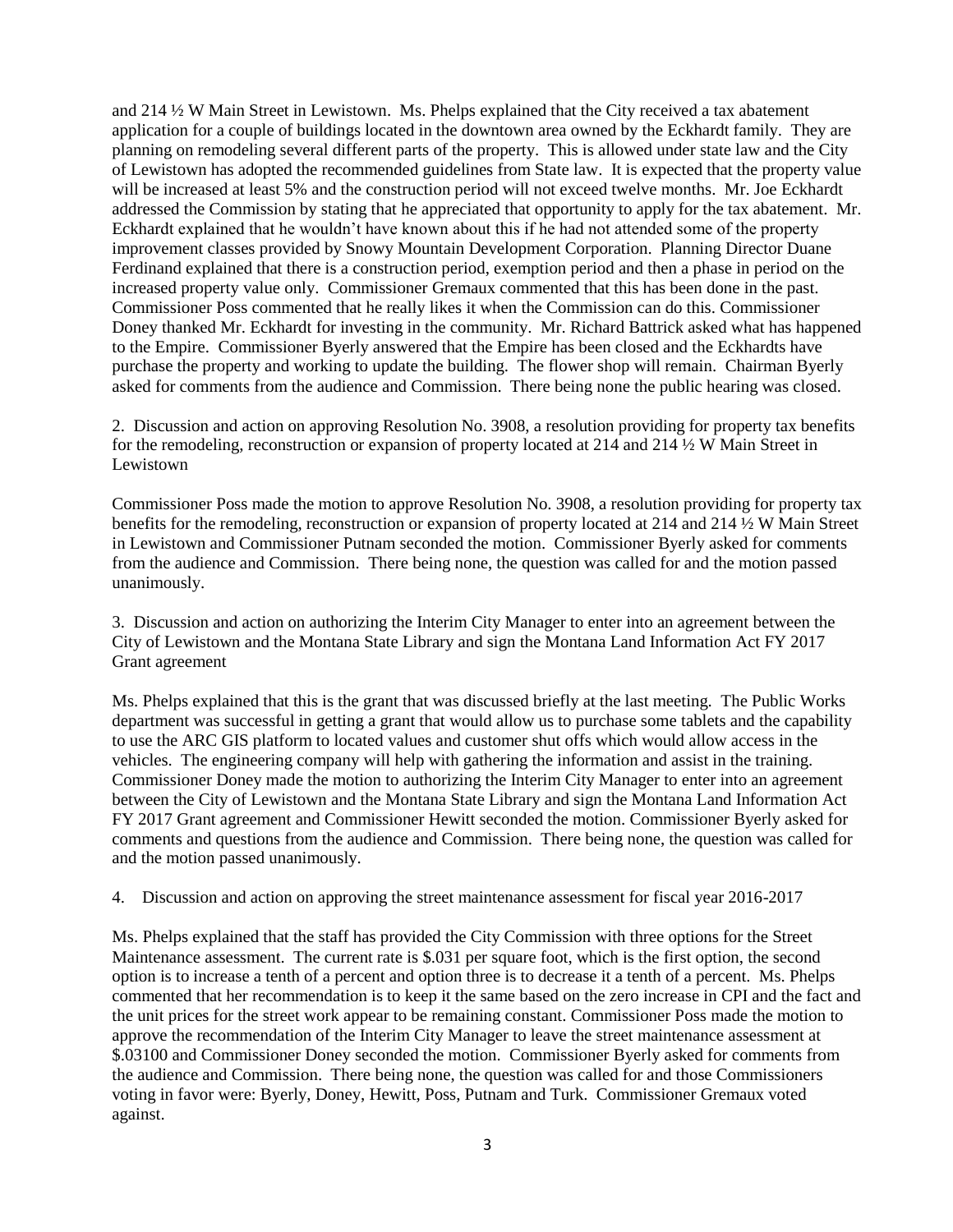and 214 ½ W Main Street in Lewistown. Ms. Phelps explained that the City received a tax abatement application for a couple of buildings located in the downtown area owned by the Eckhardt family. They are planning on remodeling several different parts of the property. This is allowed under state law and the City of Lewistown has adopted the recommended guidelines from State law. It is expected that the property value will be increased at least 5% and the construction period will not exceed twelve months. Mr. Joe Eckhardt addressed the Commission by stating that he appreciated that opportunity to apply for the tax abatement. Mr. Eckhardt explained that he wouldn't have known about this if he had not attended some of the property improvement classes provided by Snowy Mountain Development Corporation. Planning Director Duane Ferdinand explained that there is a construction period, exemption period and then a phase in period on the increased property value only. Commissioner Gremaux commented that this has been done in the past. Commissioner Poss commented that he really likes it when the Commission can do this. Commissioner Doney thanked Mr. Eckhardt for investing in the community. Mr. Richard Battrick asked what has happened to the Empire. Commissioner Byerly answered that the Empire has been closed and the Eckhardts have purchase the property and working to update the building. The flower shop will remain. Chairman Byerly asked for comments from the audience and Commission. There being none the public hearing was closed.

2. Discussion and action on approving Resolution No. 3908, a resolution providing for property tax benefits for the remodeling, reconstruction or expansion of property located at 214 and 214 ½ W Main Street in Lewistown

Commissioner Poss made the motion to approve Resolution No. 3908, a resolution providing for property tax benefits for the remodeling, reconstruction or expansion of property located at 214 and 214 ½ W Main Street in Lewistown and Commissioner Putnam seconded the motion. Commissioner Byerly asked for comments from the audience and Commission. There being none, the question was called for and the motion passed unanimously.

3. Discussion and action on authorizing the Interim City Manager to enter into an agreement between the City of Lewistown and the Montana State Library and sign the Montana Land Information Act FY 2017 Grant agreement

Ms. Phelps explained that this is the grant that was discussed briefly at the last meeting. The Public Works department was successful in getting a grant that would allow us to purchase some tablets and the capability to use the ARC GIS platform to located values and customer shut offs which would allow access in the vehicles. The engineering company will help with gathering the information and assist in the training. Commissioner Doney made the motion to authorizing the Interim City Manager to enter into an agreement between the City of Lewistown and the Montana State Library and sign the Montana Land Information Act FY 2017 Grant agreement and Commissioner Hewitt seconded the motion. Commissioner Byerly asked for comments and questions from the audience and Commission. There being none, the question was called for and the motion passed unanimously.

4. Discussion and action on approving the street maintenance assessment for fiscal year 2016-2017

Ms. Phelps explained that the staff has provided the City Commission with three options for the Street Maintenance assessment. The current rate is $.031 per square foot, which is the first option, the second option is to increase a tenth of a percent and option three is to decrease it a tenth of a percent. Ms. Phelps commented that her recommendation is to keep it the same based on the zero increase in CPI and the fact and the unit prices for the street work appear to be remaining constant. Commissioner Poss made the motion to approve the recommendation of the Interim City Manager to leave the street maintenance assessment at $.03100 and Commissioner Doney seconded the motion. Commissioner Byerly asked for comments from the audience and Commission. There being none, the question was called for and those Commissioners voting in favor were: Byerly, Doney, Hewitt, Poss, Putnam and Turk. Commissioner Gremaux voted against.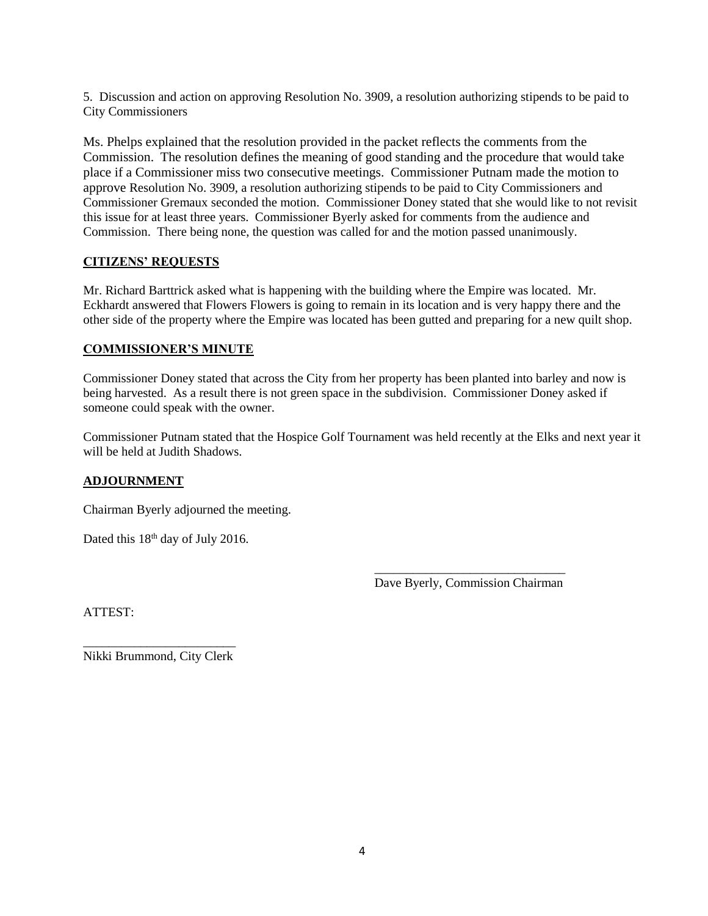5. Discussion and action on approving Resolution No. 3909, a resolution authorizing stipends to be paid to City Commissioners

Ms. Phelps explained that the resolution provided in the packet reflects the comments from the Commission. The resolution defines the meaning of good standing and the procedure that would take place if a Commissioner miss two consecutive meetings. Commissioner Putnam made the motion to approve Resolution No. 3909, a resolution authorizing stipends to be paid to City Commissioners and Commissioner Gremaux seconded the motion. Commissioner Doney stated that she would like to not revisit this issue for at least three years. Commissioner Byerly asked for comments from the audience and Commission. There being none, the question was called for and the motion passed unanimously.

## CITIZENS' REQUESTS

Mr. Richard Barttrick asked what is happening with the building where the Empire was located. Mr. Eckhardt answered that Flowers Flowers is going to remain in its location and is very happy there and the other side of the property where the Empire was located has been gutted and preparing for a new quilt shop.

## COMMISSIONER'S MINUTE

Commissioner Doney stated that across the City from her property has been planted into barley and now is being harvested. As a result there is not green space in the subdivision. Commissioner Doney asked if someone could speak with the owner.

Commissioner Putnam stated that the Hospice Golf Tournament was held recently at the Elks and next year it will be held at Judith Shadows.

## ADJOURNMENT

Chairman Byerly adjourned the meeting.

Dated this 18th day of July 2016.

______________________________
Dave Byerly, Commission Chairman

ATTEST:

________________________
Nikki Brummond, City Clerk